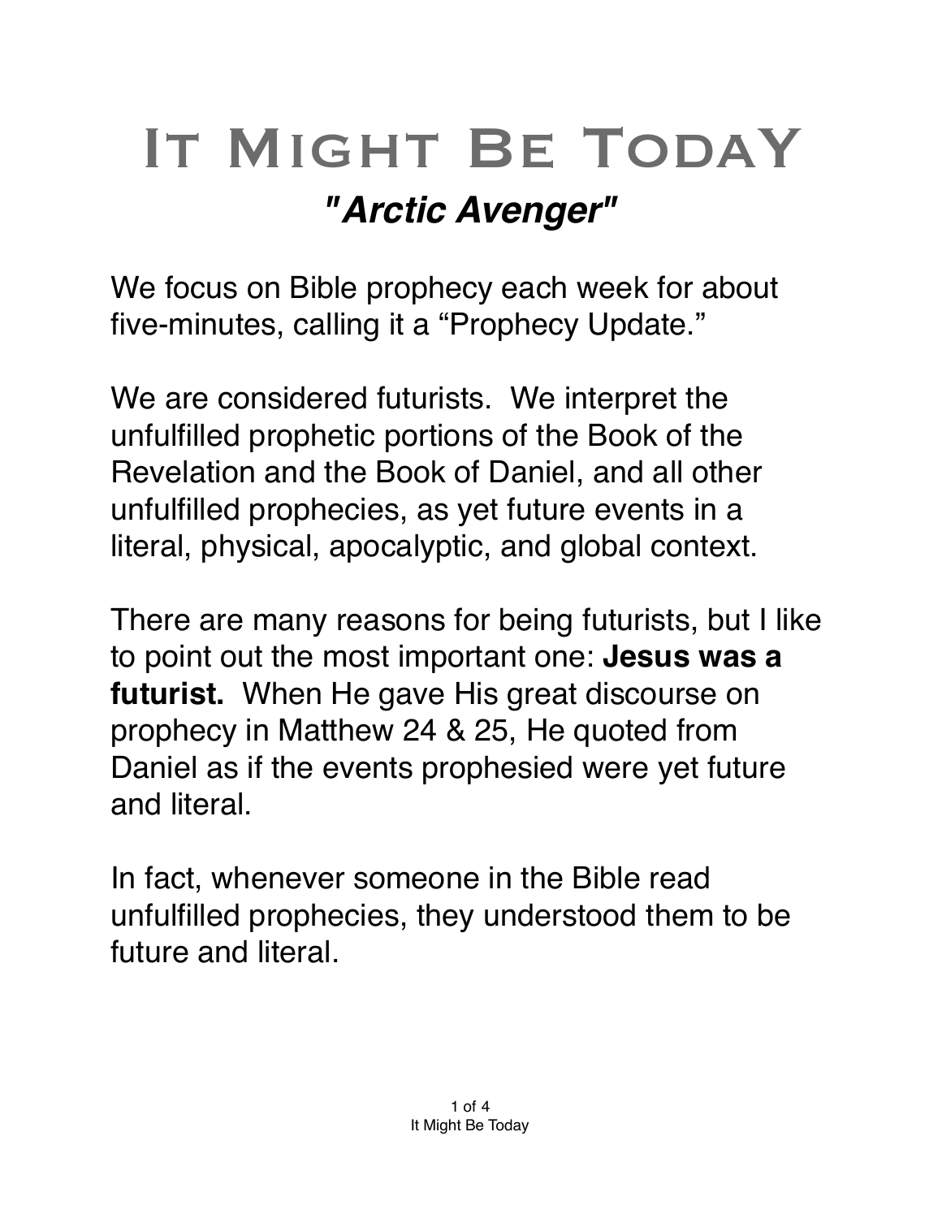# It Might Be Today

## *"Arctic Avenger"*

We focus on Bible prophecy each week for about five-minutes, calling it a "Prophecy Update."

We are considered futurists. We interpret the unfulfilled prophetic portions of the Book of the Revelation and the Book of Daniel, and all other unfulfilled prophecies, as yet future events in a literal, physical, apocalyptic, and global context.

There are many reasons for being futurists, but I like to point out the most important one: **Jesus was a futurist.** When He gave His great discourse on prophecy in Matthew 24 & 25, He quoted from Daniel as if the events prophesied were yet future and literal.

In fact, whenever someone in the Bible read unfulfilled prophecies, they understood them to be future and literal.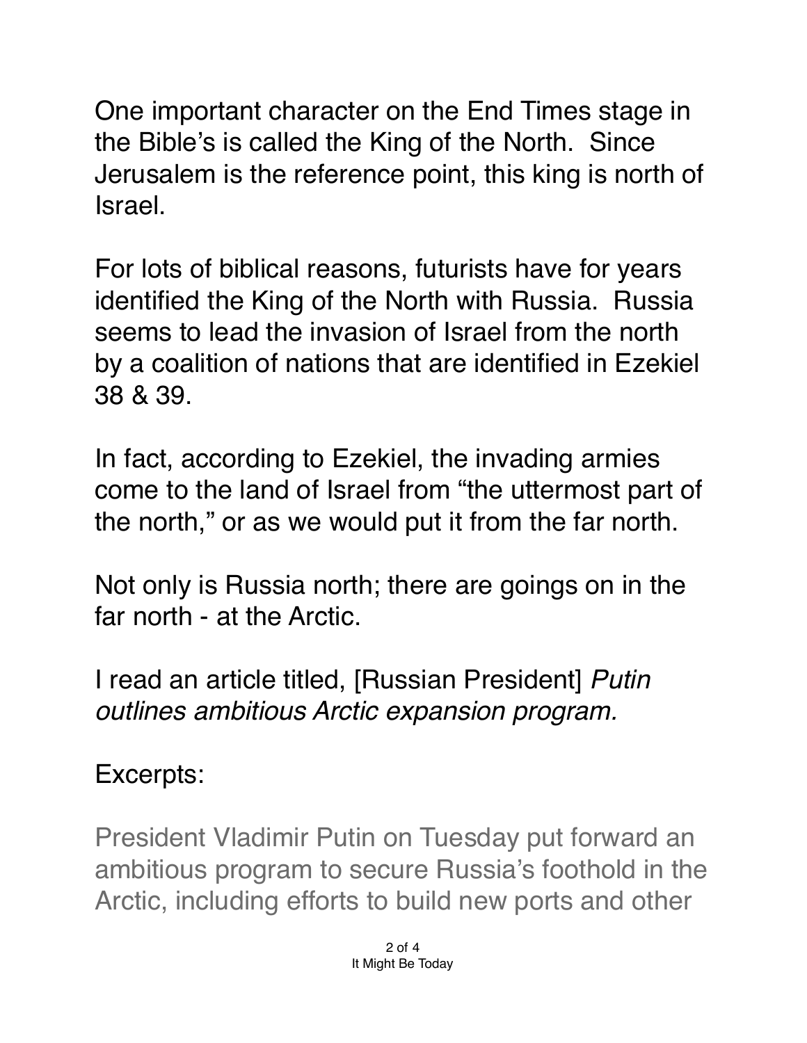One important character on the End Times stage in the Bible's is called the King of the North. Since Jerusalem is the reference point, this king is north of Israel.

For lots of biblical reasons, futurists have for years identified the King of the North with Russia. Russia seems to lead the invasion of Israel from the north by a coalition of nations that are identified in Ezekiel 38 & 39.

In fact, according to Ezekiel, the invading armies come to the land of Israel from "the uttermost part of the north," or as we would put it from the far north.

Not only is Russia north; there are goings on in the far north - at the Arctic.

I read an article titled, [Russian President] *Putin outlines ambitious Arctic expansion program.*

Excerpts:

> President Vladimir Putin on Tuesday put forward an ambitious program to secure Russia's foothold in the Arctic, including efforts to build new ports and other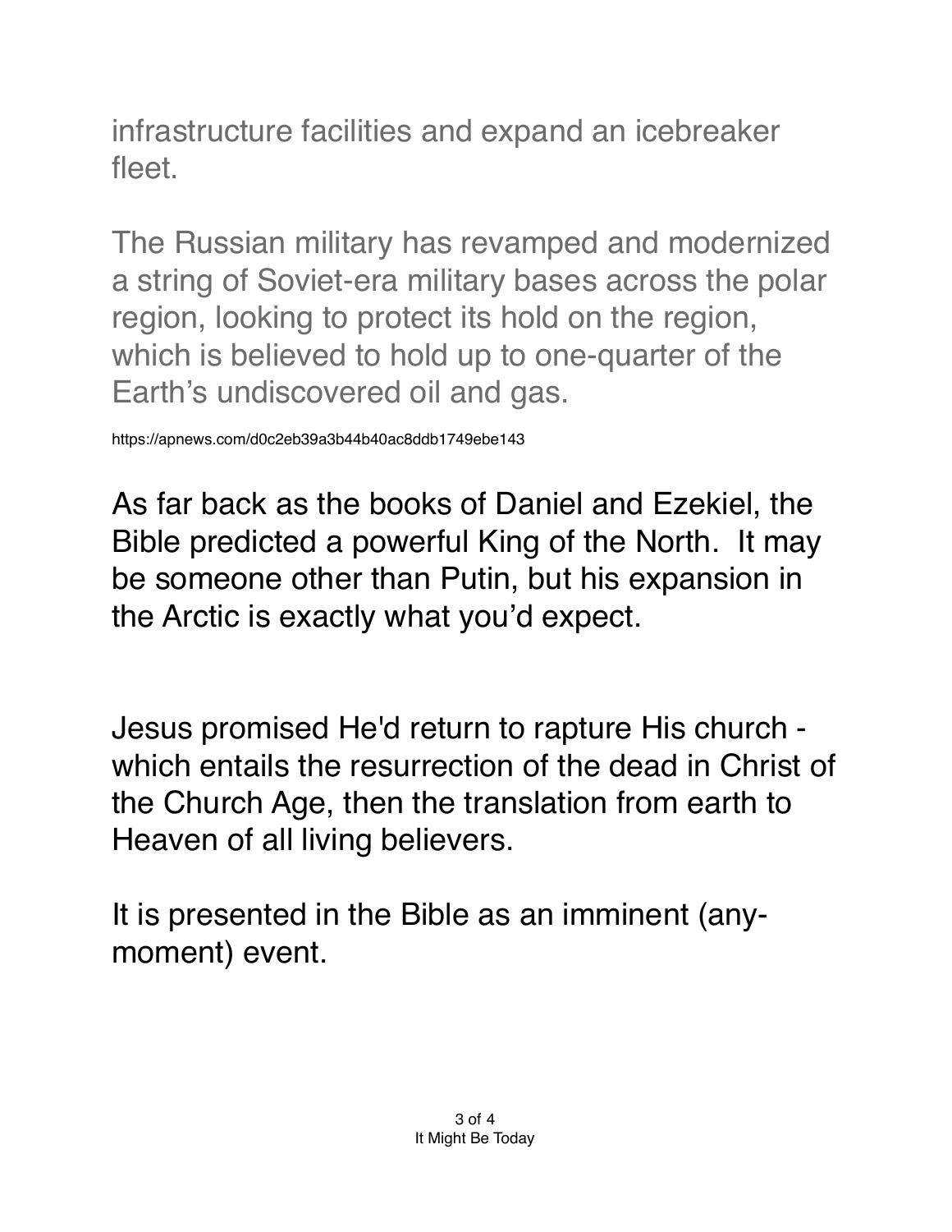infrastructure facilities and expand an icebreaker fleet.

The Russian military has revamped and modernized a string of Soviet-era military bases across the polar region, looking to protect its hold on the region, which is believed to hold up to one-quarter of the Earth's undiscovered oil and gas.

https://apnews.com/d0c2eb39a3b44b40ac8ddb1749ebe143

As far back as the books of Daniel and Ezekiel, the Bible predicted a powerful King of the North. It may be someone other than Putin, but his expansion in the Arctic is exactly what you'd expect.

Jesus promised He'd return to rapture His church - which entails the resurrection of the dead in Christ of the Church Age, then the translation from earth to Heaven of all living believers.

It is presented in the Bible as an imminent (any-moment) event.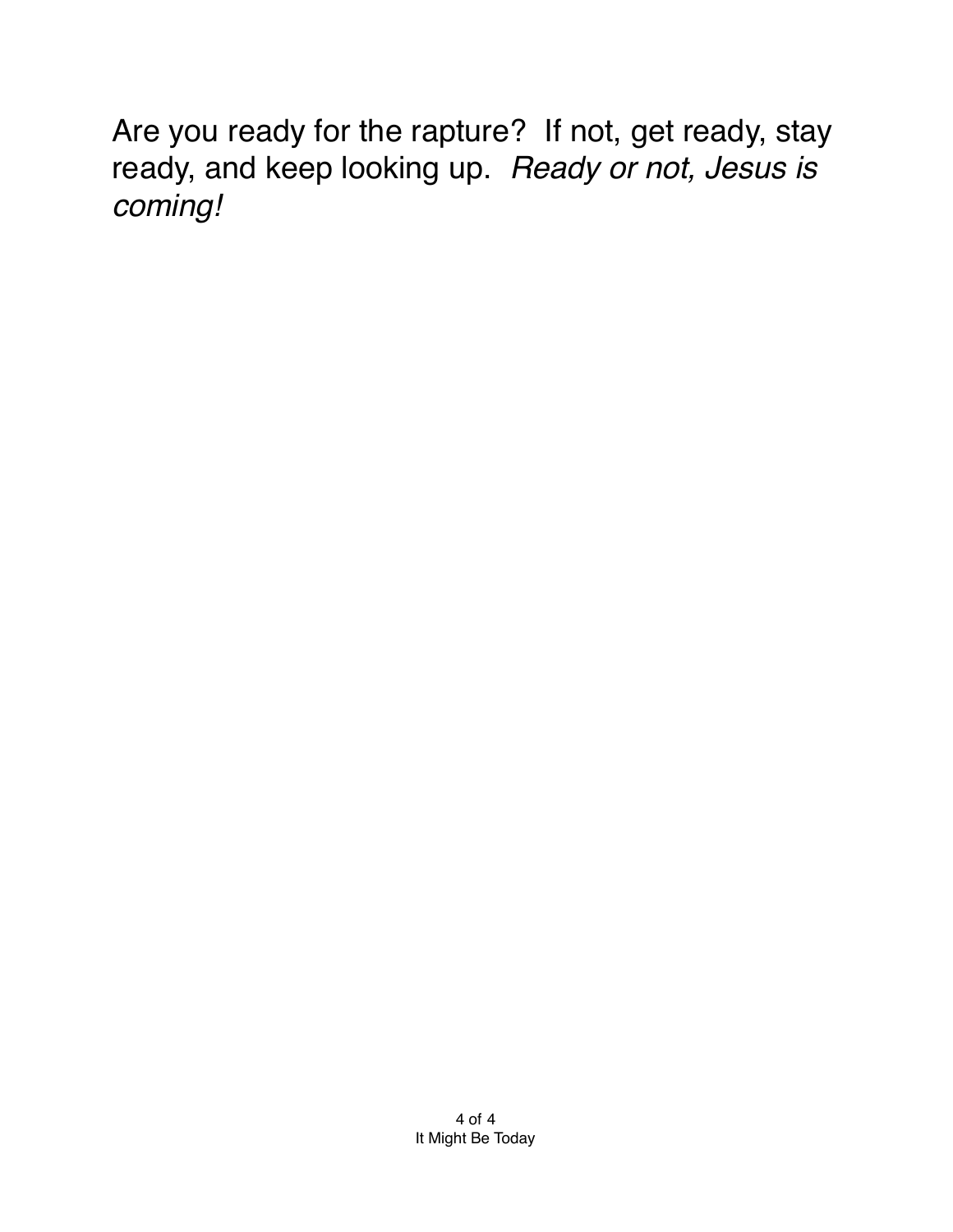Are you ready for the rapture? If not, get ready, stay ready, and keep looking up. *Ready or not, Jesus is coming!*